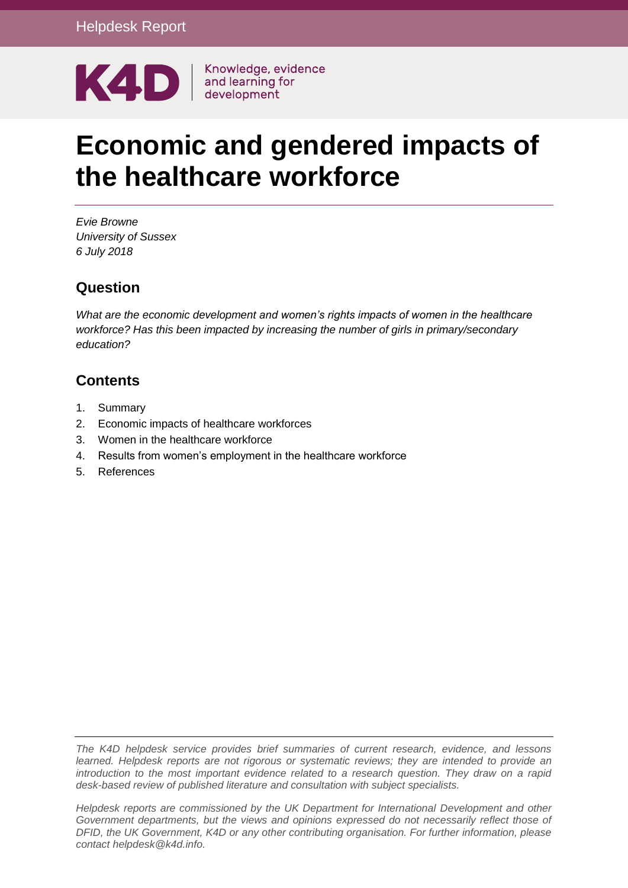Helpdesk Report

K4D | Knowledge, evidence and learning for development

# Economic and gendered impacts of the healthcare workforce

*Evie Browne*
*University of Sussex*
*6 July 2018*

## Question

*What are the economic development and women's rights impacts of women in the healthcare workforce? Has this been impacted by increasing the number of girls in primary/secondary education?*

## Contents

1. Summary
2. Economic impacts of healthcare workforces
3. Women in the healthcare workforce
4. Results from women's employment in the healthcare workforce
5. References

*The K4D helpdesk service provides brief summaries of current research, evidence, and lessons learned. Helpdesk reports are not rigorous or systematic reviews; they are intended to provide an introduction to the most important evidence related to a research question. They draw on a rapid desk-based review of published literature and consultation with subject specialists.*

*Helpdesk reports are commissioned by the UK Department for International Development and other Government departments, but the views and opinions expressed do not necessarily reflect those of DFID, the UK Government, K4D or any other contributing organisation. For further information, please contact helpdesk@k4d.info.*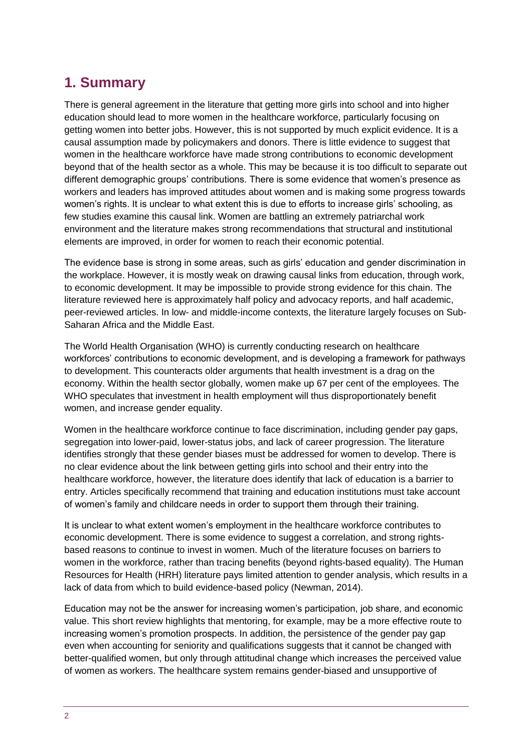# 1. Summary

There is general agreement in the literature that getting more girls into school and into higher education should lead to more women in the healthcare workforce, particularly focusing on getting women into better jobs. However, this is not supported by much explicit evidence. It is a causal assumption made by policymakers and donors. There is little evidence to suggest that women in the healthcare workforce have made strong contributions to economic development beyond that of the health sector as a whole. This may be because it is too difficult to separate out different demographic groups' contributions. There is some evidence that women's presence as workers and leaders has improved attitudes about women and is making some progress towards women's rights. It is unclear to what extent this is due to efforts to increase girls' schooling, as few studies examine this causal link. Women are battling an extremely patriarchal work environment and the literature makes strong recommendations that structural and institutional elements are improved, in order for women to reach their economic potential.

The evidence base is strong in some areas, such as girls' education and gender discrimination in the workplace. However, it is mostly weak on drawing causal links from education, through work, to economic development. It may be impossible to provide strong evidence for this chain. The literature reviewed here is approximately half policy and advocacy reports, and half academic, peer-reviewed articles. In low- and middle-income contexts, the literature largely focuses on Sub-Saharan Africa and the Middle East.

The World Health Organisation (WHO) is currently conducting research on healthcare workforces' contributions to economic development, and is developing a framework for pathways to development. This counteracts older arguments that health investment is a drag on the economy. Within the health sector globally, women make up 67 per cent of the employees. The WHO speculates that investment in health employment will thus disproportionately benefit women, and increase gender equality.

Women in the healthcare workforce continue to face discrimination, including gender pay gaps, segregation into lower-paid, lower-status jobs, and lack of career progression. The literature identifies strongly that these gender biases must be addressed for women to develop. There is no clear evidence about the link between getting girls into school and their entry into the healthcare workforce, however, the literature does identify that lack of education is a barrier to entry. Articles specifically recommend that training and education institutions must take account of women's family and childcare needs in order to support them through their training.

It is unclear to what extent women's employment in the healthcare workforce contributes to economic development. There is some evidence to suggest a correlation, and strong rights-based reasons to continue to invest in women. Much of the literature focuses on barriers to women in the workforce, rather than tracing benefits (beyond rights-based equality). The Human Resources for Health (HRH) literature pays limited attention to gender analysis, which results in a lack of data from which to build evidence-based policy (Newman, 2014).

Education may not be the answer for increasing women's participation, job share, and economic value. This short review highlights that mentoring, for example, may be a more effective route to increasing women's promotion prospects. In addition, the persistence of the gender pay gap even when accounting for seniority and qualifications suggests that it cannot be changed with better-qualified women, but only through attitudinal change which increases the perceived value of women as workers. The healthcare system remains gender-biased and unsupportive of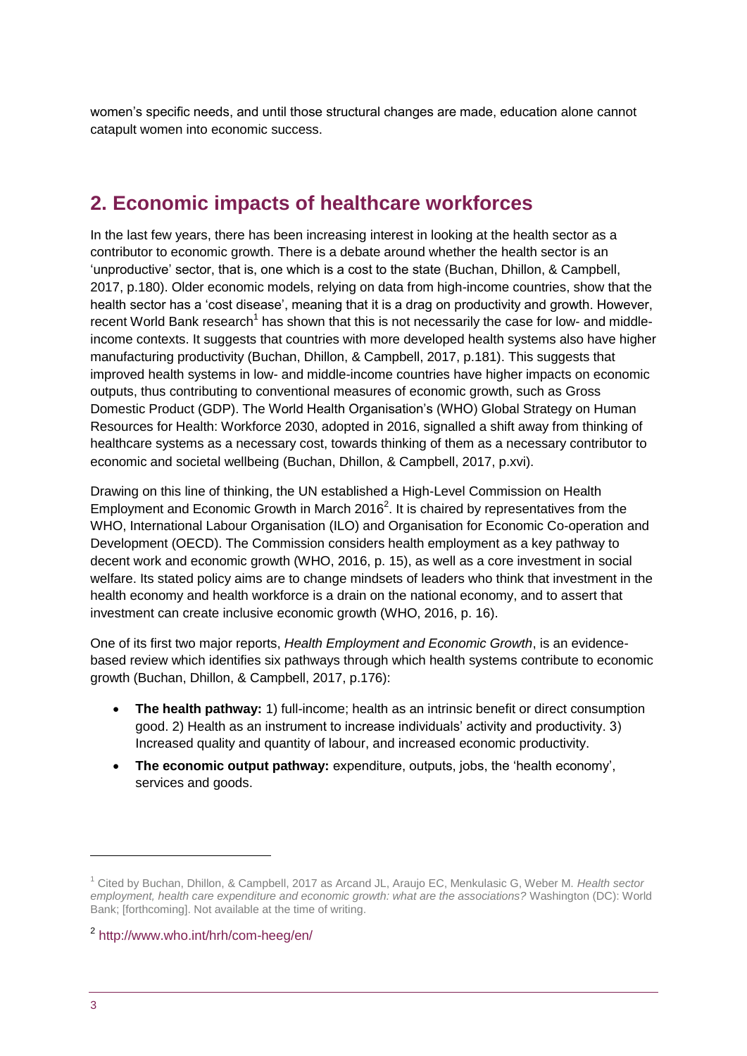women's specific needs, and until those structural changes are made, education alone cannot catapult women into economic success.

## 2. Economic impacts of healthcare workforces

In the last few years, there has been increasing interest in looking at the health sector as a contributor to economic growth. There is a debate around whether the health sector is an 'unproductive' sector, that is, one which is a cost to the state (Buchan, Dhillon, & Campbell, 2017, p.180). Older economic models, relying on data from high-income countries, show that the health sector has a 'cost disease', meaning that it is a drag on productivity and growth. However, recent World Bank research[1] has shown that this is not necessarily the case for low- and middle-income contexts. It suggests that countries with more developed health systems also have higher manufacturing productivity (Buchan, Dhillon, & Campbell, 2017, p.181). This suggests that improved health systems in low- and middle-income countries have higher impacts on economic outputs, thus contributing to conventional measures of economic growth, such as Gross Domestic Product (GDP). The World Health Organisation's (WHO) Global Strategy on Human Resources for Health: Workforce 2030, adopted in 2016, signalled a shift away from thinking of healthcare systems as a necessary cost, towards thinking of them as a necessary contributor to economic and societal wellbeing (Buchan, Dhillon, & Campbell, 2017, p.xvi).

Drawing on this line of thinking, the UN established a High-Level Commission on Health Employment and Economic Growth in March 2016[2]. It is chaired by representatives from the WHO, International Labour Organisation (ILO) and Organisation for Economic Co-operation and Development (OECD). The Commission considers health employment as a key pathway to decent work and economic growth (WHO, 2016, p. 15), as well as a core investment in social welfare. Its stated policy aims are to change mindsets of leaders who think that investment in the health economy and health workforce is a drain on the national economy, and to assert that investment can create inclusive economic growth (WHO, 2016, p. 16).

One of its first two major reports, *Health Employment and Economic Growth*, is an evidence-based review which identifies six pathways through which health systems contribute to economic growth (Buchan, Dhillon, & Campbell, 2017, p.176):

- **The health pathway:** 1) full-income; health as an intrinsic benefit or direct consumption good. 2) Health as an instrument to increase individuals' activity and productivity. 3) Increased quality and quantity of labour, and increased economic productivity.
- **The economic output pathway:** expenditure, outputs, jobs, the 'health economy', services and goods.

---

[1] Cited by Buchan, Dhillon, & Campbell, 2017 as Arcand JL, Araujo EC, Menkulasic G, Weber M. *Health sector employment, health care expenditure and economic growth: what are the associations?* Washington (DC): World Bank; [forthcoming]. Not available at the time of writing.

[2] http://www.who.int/hrh/com-heeg/en/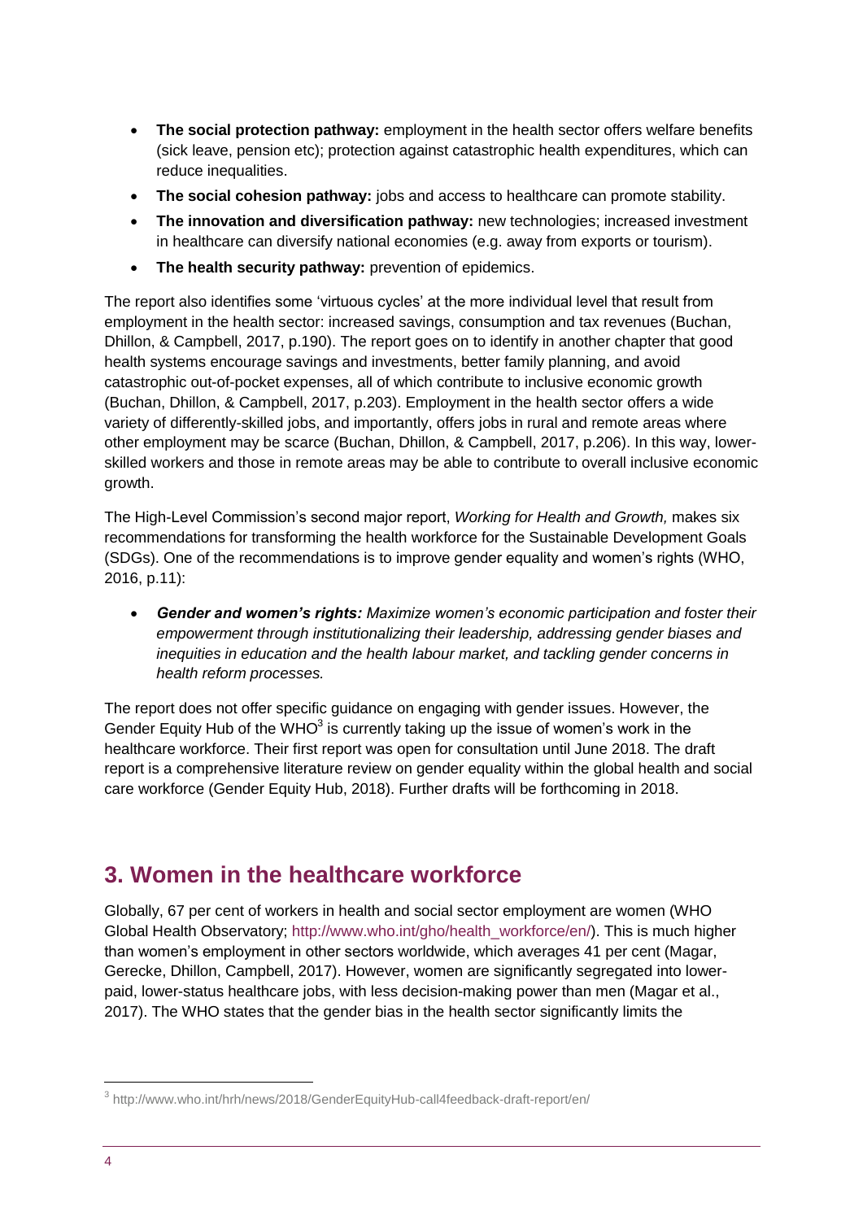- **The social protection pathway:** employment in the health sector offers welfare benefits (sick leave, pension etc); protection against catastrophic health expenditures, which can reduce inequalities.
- **The social cohesion pathway:** jobs and access to healthcare can promote stability.
- **The innovation and diversification pathway:** new technologies; increased investment in healthcare can diversify national economies (e.g. away from exports or tourism).
- **The health security pathway:** prevention of epidemics.

The report also identifies some 'virtuous cycles' at the more individual level that result from employment in the health sector: increased savings, consumption and tax revenues (Buchan, Dhillon, & Campbell, 2017, p.190). The report goes on to identify in another chapter that good health systems encourage savings and investments, better family planning, and avoid catastrophic out-of-pocket expenses, all of which contribute to inclusive economic growth (Buchan, Dhillon, & Campbell, 2017, p.203). Employment in the health sector offers a wide variety of differently-skilled jobs, and importantly, offers jobs in rural and remote areas where other employment may be scarce (Buchan, Dhillon, & Campbell, 2017, p.206). In this way, lower-skilled workers and those in remote areas may be able to contribute to overall inclusive economic growth.

The High-Level Commission's second major report, *Working for Health and Growth,* makes six recommendations for transforming the health workforce for the Sustainable Development Goals (SDGs). One of the recommendations is to improve gender equality and women's rights (WHO, 2016, p.11):

- ***Gender and women's rights:*** *Maximize women's economic participation and foster their empowerment through institutionalizing their leadership, addressing gender biases and inequities in education and the health labour market, and tackling gender concerns in health reform processes.*

The report does not offer specific guidance on engaging with gender issues. However, the Gender Equity Hub of the WHO[3] is currently taking up the issue of women's work in the healthcare workforce. Their first report was open for consultation until June 2018. The draft report is a comprehensive literature review on gender equality within the global health and social care workforce (Gender Equity Hub, 2018). Further drafts will be forthcoming in 2018.

## 3. Women in the healthcare workforce

Globally, 67 per cent of workers in health and social sector employment are women (WHO Global Health Observatory; http://www.who.int/gho/health_workforce/en/). This is much higher than women's employment in other sectors worldwide, which averages 41 per cent (Magar, Gerecke, Dhillon, Campbell, 2017). However, women are significantly segregated into lower-paid, lower-status healthcare jobs, with less decision-making power than men (Magar et al., 2017). The WHO states that the gender bias in the health sector significantly limits the

[3] http://www.who.int/hrh/news/2018/GenderEquityHub-call4feedback-draft-report/en/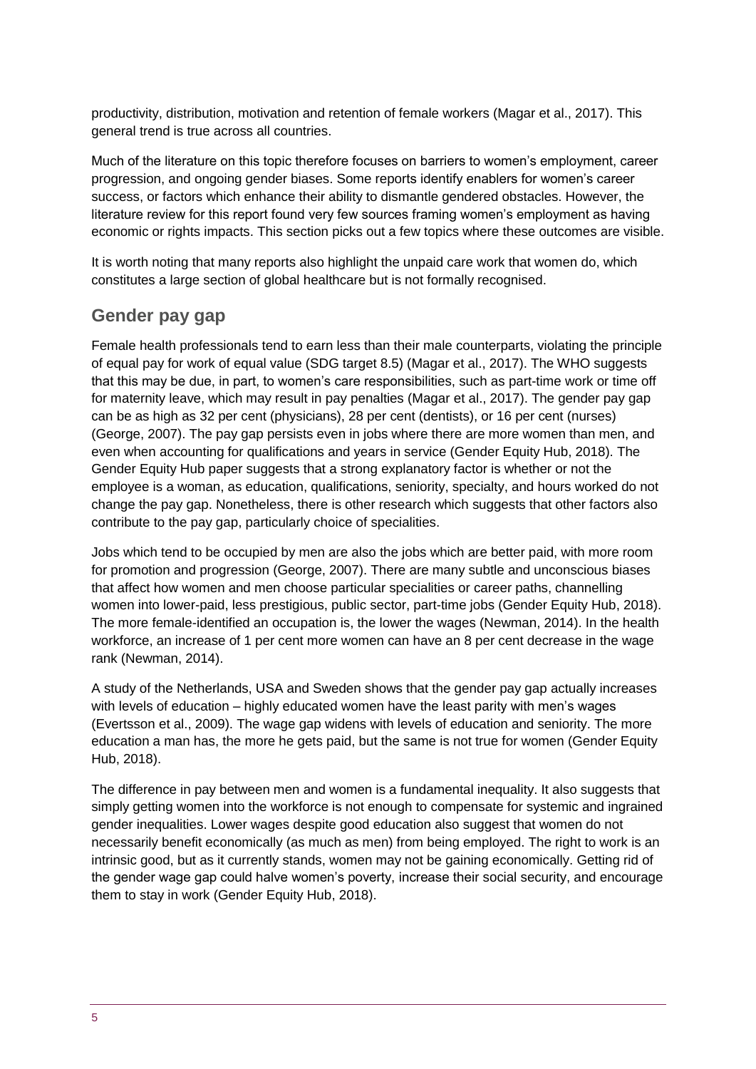productivity, distribution, motivation and retention of female workers (Magar et al., 2017). This general trend is true across all countries.

Much of the literature on this topic therefore focuses on barriers to women's employment, career progression, and ongoing gender biases. Some reports identify enablers for women's career success, or factors which enhance their ability to dismantle gendered obstacles. However, the literature review for this report found very few sources framing women's employment as having economic or rights impacts. This section picks out a few topics where these outcomes are visible.

It is worth noting that many reports also highlight the unpaid care work that women do, which constitutes a large section of global healthcare but is not formally recognised.

## Gender pay gap

Female health professionals tend to earn less than their male counterparts, violating the principle of equal pay for work of equal value (SDG target 8.5) (Magar et al., 2017). The WHO suggests that this may be due, in part, to women's care responsibilities, such as part-time work or time off for maternity leave, which may result in pay penalties (Magar et al., 2017). The gender pay gap can be as high as 32 per cent (physicians), 28 per cent (dentists), or 16 per cent (nurses) (George, 2007). The pay gap persists even in jobs where there are more women than men, and even when accounting for qualifications and years in service (Gender Equity Hub, 2018). The Gender Equity Hub paper suggests that a strong explanatory factor is whether or not the employee is a woman, as education, qualifications, seniority, specialty, and hours worked do not change the pay gap. Nonetheless, there is other research which suggests that other factors also contribute to the pay gap, particularly choice of specialities.

Jobs which tend to be occupied by men are also the jobs which are better paid, with more room for promotion and progression (George, 2007). There are many subtle and unconscious biases that affect how women and men choose particular specialities or career paths, channelling women into lower-paid, less prestigious, public sector, part-time jobs (Gender Equity Hub, 2018). The more female-identified an occupation is, the lower the wages (Newman, 2014). In the health workforce, an increase of 1 per cent more women can have an 8 per cent decrease in the wage rank (Newman, 2014).

A study of the Netherlands, USA and Sweden shows that the gender pay gap actually increases with levels of education – highly educated women have the least parity with men's wages (Evertsson et al., 2009). The wage gap widens with levels of education and seniority. The more education a man has, the more he gets paid, but the same is not true for women (Gender Equity Hub, 2018).

The difference in pay between men and women is a fundamental inequality. It also suggests that simply getting women into the workforce is not enough to compensate for systemic and ingrained gender inequalities. Lower wages despite good education also suggest that women do not necessarily benefit economically (as much as men) from being employed. The right to work is an intrinsic good, but as it currently stands, women may not be gaining economically. Getting rid of the gender wage gap could halve women's poverty, increase their social security, and encourage them to stay in work (Gender Equity Hub, 2018).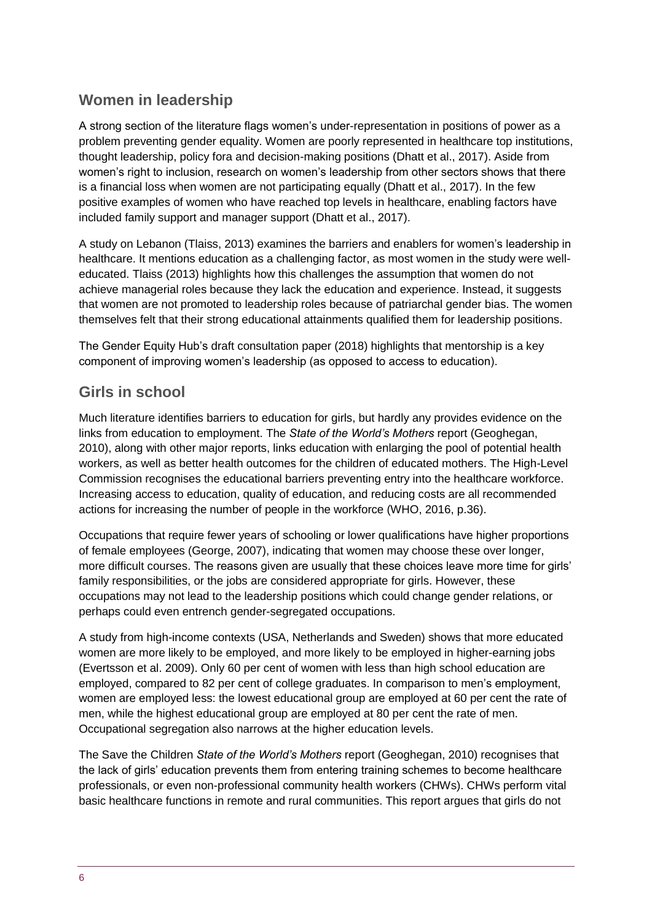## Women in leadership

A strong section of the literature flags women's under-representation in positions of power as a problem preventing gender equality. Women are poorly represented in healthcare top institutions, thought leadership, policy fora and decision-making positions (Dhatt et al., 2017). Aside from women's right to inclusion, research on women's leadership from other sectors shows that there is a financial loss when women are not participating equally (Dhatt et al., 2017). In the few positive examples of women who have reached top levels in healthcare, enabling factors have included family support and manager support (Dhatt et al., 2017).

A study on Lebanon (Tlaiss, 2013) examines the barriers and enablers for women's leadership in healthcare. It mentions education as a challenging factor, as most women in the study were well-educated. Tlaiss (2013) highlights how this challenges the assumption that women do not achieve managerial roles because they lack the education and experience. Instead, it suggests that women are not promoted to leadership roles because of patriarchal gender bias. The women themselves felt that their strong educational attainments qualified them for leadership positions.

The Gender Equity Hub's draft consultation paper (2018) highlights that mentorship is a key component of improving women's leadership (as opposed to access to education).

## Girls in school

Much literature identifies barriers to education for girls, but hardly any provides evidence on the links from education to employment. The *State of the World's Mothers* report (Geoghegan, 2010), along with other major reports, links education with enlarging the pool of potential health workers, as well as better health outcomes for the children of educated mothers. The High-Level Commission recognises the educational barriers preventing entry into the healthcare workforce. Increasing access to education, quality of education, and reducing costs are all recommended actions for increasing the number of people in the workforce (WHO, 2016, p.36).

Occupations that require fewer years of schooling or lower qualifications have higher proportions of female employees (George, 2007), indicating that women may choose these over longer, more difficult courses. The reasons given are usually that these choices leave more time for girls' family responsibilities, or the jobs are considered appropriate for girls. However, these occupations may not lead to the leadership positions which could change gender relations, or perhaps could even entrench gender-segregated occupations.

A study from high-income contexts (USA, Netherlands and Sweden) shows that more educated women are more likely to be employed, and more likely to be employed in higher-earning jobs (Evertsson et al. 2009). Only 60 per cent of women with less than high school education are employed, compared to 82 per cent of college graduates. In comparison to men's employment, women are employed less: the lowest educational group are employed at 60 per cent the rate of men, while the highest educational group are employed at 80 per cent the rate of men. Occupational segregation also narrows at the higher education levels.

The Save the Children *State of the World's Mothers* report (Geoghegan, 2010) recognises that the lack of girls' education prevents them from entering training schemes to become healthcare professionals, or even non-professional community health workers (CHWs). CHWs perform vital basic healthcare functions in remote and rural communities. This report argues that girls do not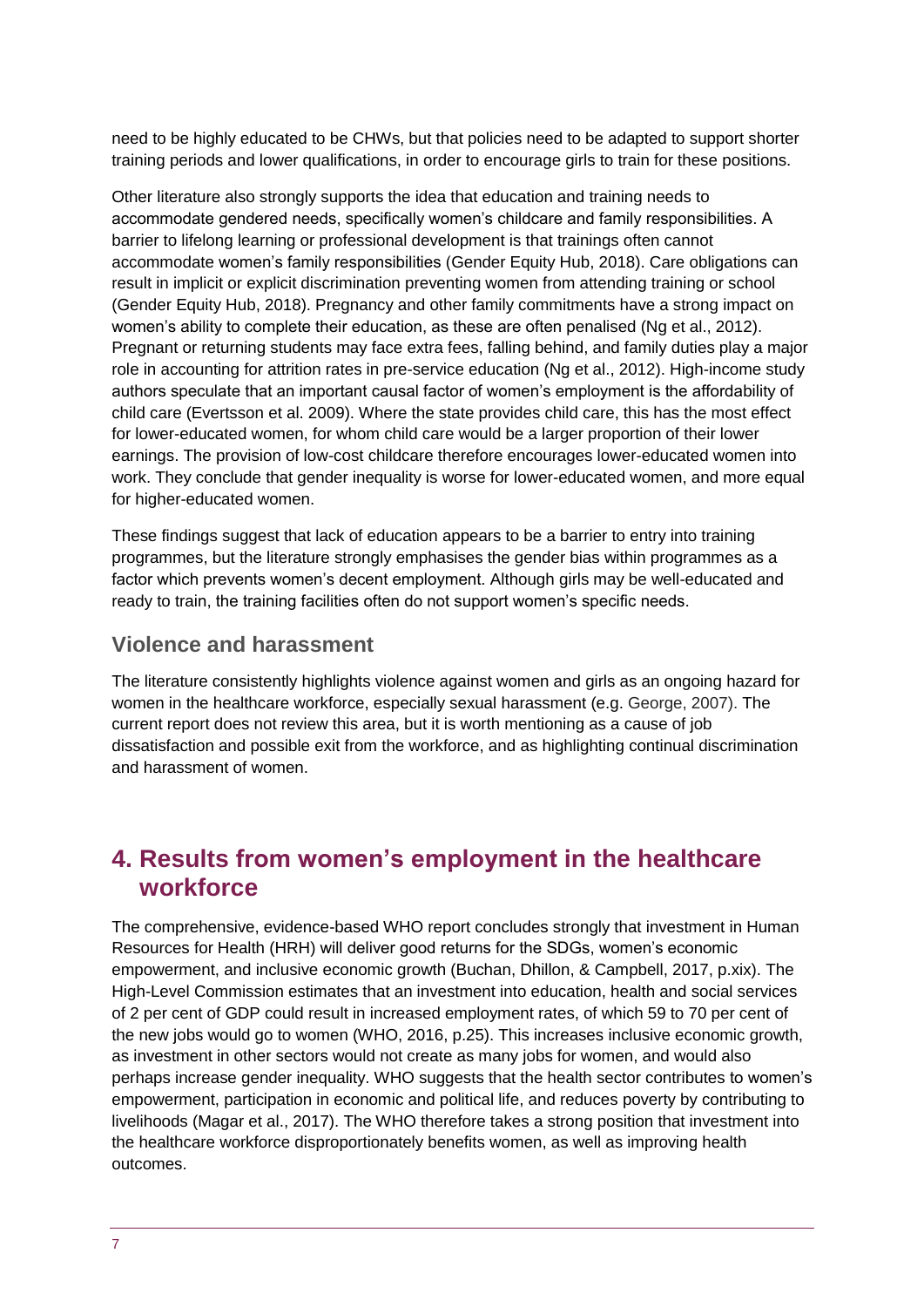need to be highly educated to be CHWs, but that policies need to be adapted to support shorter training periods and lower qualifications, in order to encourage girls to train for these positions.

Other literature also strongly supports the idea that education and training needs to accommodate gendered needs, specifically women's childcare and family responsibilities. A barrier to lifelong learning or professional development is that trainings often cannot accommodate women's family responsibilities (Gender Equity Hub, 2018). Care obligations can result in implicit or explicit discrimination preventing women from attending training or school (Gender Equity Hub, 2018). Pregnancy and other family commitments have a strong impact on women's ability to complete their education, as these are often penalised (Ng et al., 2012). Pregnant or returning students may face extra fees, falling behind, and family duties play a major role in accounting for attrition rates in pre-service education (Ng et al., 2012). High-income study authors speculate that an important causal factor of women's employment is the affordability of child care (Evertsson et al. 2009). Where the state provides child care, this has the most effect for lower-educated women, for whom child care would be a larger proportion of their lower earnings. The provision of low-cost childcare therefore encourages lower-educated women into work. They conclude that gender inequality is worse for lower-educated women, and more equal for higher-educated women.

These findings suggest that lack of education appears to be a barrier to entry into training programmes, but the literature strongly emphasises the gender bias within programmes as a factor which prevents women's decent employment. Although girls may be well-educated and ready to train, the training facilities often do not support women's specific needs.

### Violence and harassment

The literature consistently highlights violence against women and girls as an ongoing hazard for women in the healthcare workforce, especially sexual harassment (e.g. George, 2007). The current report does not review this area, but it is worth mentioning as a cause of job dissatisfaction and possible exit from the workforce, and as highlighting continual discrimination and harassment of women.

## 4. Results from women's employment in the healthcare workforce

The comprehensive, evidence-based WHO report concludes strongly that investment in Human Resources for Health (HRH) will deliver good returns for the SDGs, women's economic empowerment, and inclusive economic growth (Buchan, Dhillon, & Campbell, 2017, p.xix). The High-Level Commission estimates that an investment into education, health and social services of 2 per cent of GDP could result in increased employment rates, of which 59 to 70 per cent of the new jobs would go to women (WHO, 2016, p.25). This increases inclusive economic growth, as investment in other sectors would not create as many jobs for women, and would also perhaps increase gender inequality. WHO suggests that the health sector contributes to women's empowerment, participation in economic and political life, and reduces poverty by contributing to livelihoods (Magar et al., 2017). The WHO therefore takes a strong position that investment into the healthcare workforce disproportionately benefits women, as well as improving health outcomes.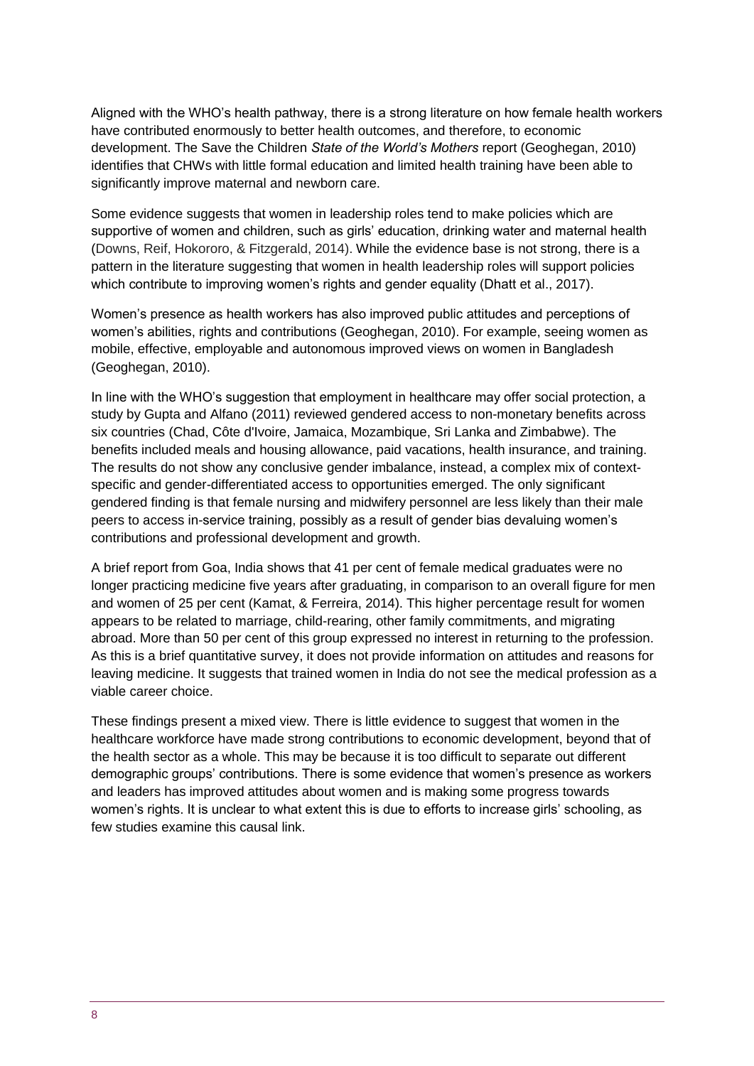Aligned with the WHO's health pathway, there is a strong literature on how female health workers have contributed enormously to better health outcomes, and therefore, to economic development. The Save the Children *State of the World's Mothers* report (Geoghegan, 2010) identifies that CHWs with little formal education and limited health training have been able to significantly improve maternal and newborn care.

Some evidence suggests that women in leadership roles tend to make policies which are supportive of women and children, such as girls' education, drinking water and maternal health (Downs, Reif, Hokororo, & Fitzgerald, 2014). While the evidence base is not strong, there is a pattern in the literature suggesting that women in health leadership roles will support policies which contribute to improving women's rights and gender equality (Dhatt et al., 2017).

Women's presence as health workers has also improved public attitudes and perceptions of women's abilities, rights and contributions (Geoghegan, 2010). For example, seeing women as mobile, effective, employable and autonomous improved views on women in Bangladesh (Geoghegan, 2010).

In line with the WHO's suggestion that employment in healthcare may offer social protection, a study by Gupta and Alfano (2011) reviewed gendered access to non-monetary benefits across six countries (Chad, Côte d'Ivoire, Jamaica, Mozambique, Sri Lanka and Zimbabwe). The benefits included meals and housing allowance, paid vacations, health insurance, and training. The results do not show any conclusive gender imbalance, instead, a complex mix of context-specific and gender-differentiated access to opportunities emerged. The only significant gendered finding is that female nursing and midwifery personnel are less likely than their male peers to access in-service training, possibly as a result of gender bias devaluing women's contributions and professional development and growth.

A brief report from Goa, India shows that 41 per cent of female medical graduates were no longer practicing medicine five years after graduating, in comparison to an overall figure for men and women of 25 per cent (Kamat, & Ferreira, 2014). This higher percentage result for women appears to be related to marriage, child-rearing, other family commitments, and migrating abroad. More than 50 per cent of this group expressed no interest in returning to the profession. As this is a brief quantitative survey, it does not provide information on attitudes and reasons for leaving medicine. It suggests that trained women in India do not see the medical profession as a viable career choice.

These findings present a mixed view. There is little evidence to suggest that women in the healthcare workforce have made strong contributions to economic development, beyond that of the health sector as a whole. This may be because it is too difficult to separate out different demographic groups' contributions. There is some evidence that women's presence as workers and leaders has improved attitudes about women and is making some progress towards women's rights. It is unclear to what extent this is due to efforts to increase girls' schooling, as few studies examine this causal link.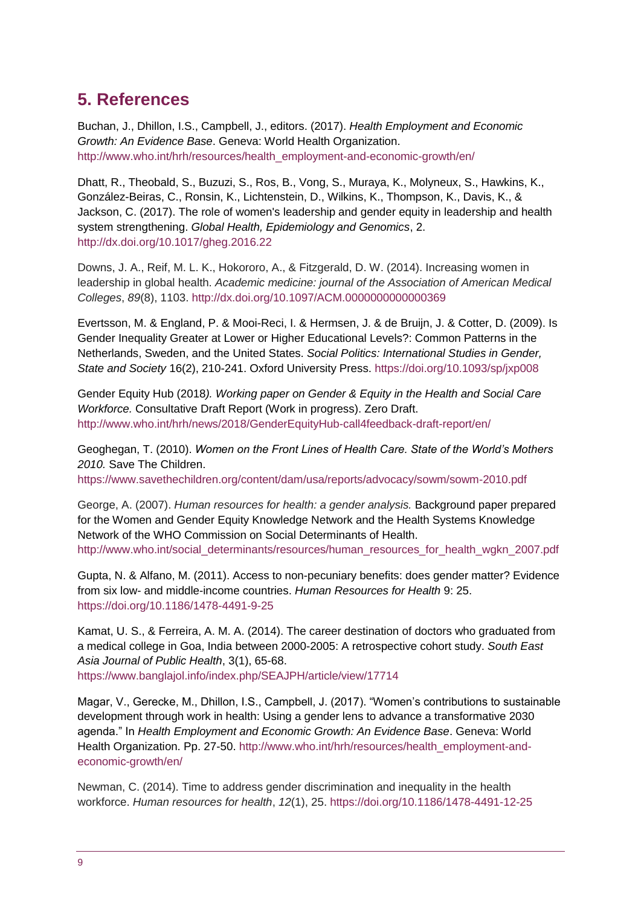## 5. References

Buchan, J., Dhillon, I.S., Campbell, J., editors. (2017). *Health Employment and Economic Growth: An Evidence Base*. Geneva: World Health Organization. http://www.who.int/hrh/resources/health_employment-and-economic-growth/en/

Dhatt, R., Theobald, S., Buzuzi, S., Ros, B., Vong, S., Muraya, K., Molyneux, S., Hawkins, K., González-Beiras, C., Ronsin, K., Lichtenstein, D., Wilkins, K., Thompson, K., Davis, K., & Jackson, C. (2017). The role of women's leadership and gender equity in leadership and health system strengthening. *Global Health, Epidemiology and Genomics*, 2. http://dx.doi.org/10.1017/gheg.2016.22

Downs, J. A., Reif, M. L. K., Hokororo, A., & Fitzgerald, D. W. (2014). Increasing women in leadership in global health. *Academic medicine: journal of the Association of American Medical Colleges*, *89*(8), 1103. http://dx.doi.org/10.1097/ACM.0000000000000369

Evertsson, M. & England, P. & Mooi-Reci, I. & Hermsen, J. & de Bruijn, J. & Cotter, D. (2009). Is Gender Inequality Greater at Lower or Higher Educational Levels?: Common Patterns in the Netherlands, Sweden, and the United States. *Social Politics: International Studies in Gender, State and Society* 16(2), 210-241. Oxford University Press. https://doi.org/10.1093/sp/jxp008

Gender Equity Hub (2018*). Working paper on Gender & Equity in the Health and Social Care Workforce.* Consultative Draft Report (Work in progress). Zero Draft. http://www.who.int/hrh/news/2018/GenderEquityHub-call4feedback-draft-report/en/

Geoghegan, T. (2010). *Women on the Front Lines of Health Care. State of the World's Mothers 2010.* Save The Children. https://www.savethechildren.org/content/dam/usa/reports/advocacy/sowm/sowm-2010.pdf

George, A. (2007). *Human resources for health: a gender analysis.* Background paper prepared for the Women and Gender Equity Knowledge Network and the Health Systems Knowledge Network of the WHO Commission on Social Determinants of Health. http://www.who.int/social_determinants/resources/human_resources_for_health_wgkn_2007.pdf

Gupta, N. & Alfano, M. (2011). Access to non-pecuniary benefits: does gender matter? Evidence from six low- and middle-income countries. *Human Resources for Health* 9: 25. https://doi.org/10.1186/1478-4491-9-25

Kamat, U. S., & Ferreira, A. M. A. (2014). The career destination of doctors who graduated from a medical college in Goa, India between 2000-2005: A retrospective cohort study. *South East Asia Journal of Public Health*, 3(1), 65-68. https://www.banglajol.info/index.php/SEAJPH/article/view/17714

Magar, V., Gerecke, M., Dhillon, I.S., Campbell, J. (2017). "Women's contributions to sustainable development through work in health: Using a gender lens to advance a transformative 2030 agenda." In *Health Employment and Economic Growth: An Evidence Base*. Geneva: World Health Organization. Pp. 27-50. http://www.who.int/hrh/resources/health_employment-and-economic-growth/en/

Newman, C. (2014). Time to address gender discrimination and inequality in the health workforce. *Human resources for health*, *12*(1), 25. https://doi.org/10.1186/1478-4491-12-25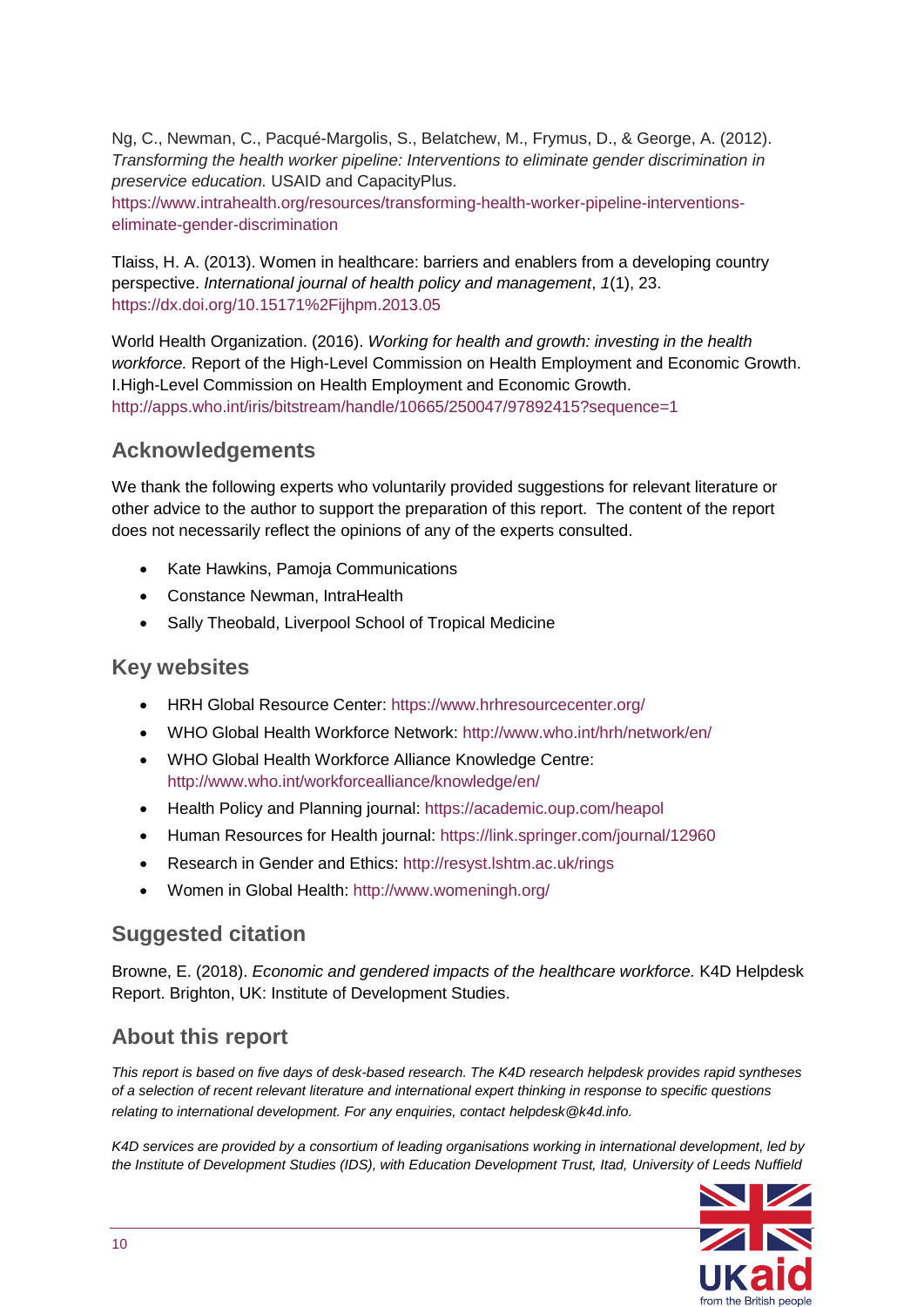Ng, C., Newman, C., Pacqué-Margolis, S., Belatchew, M., Frymus, D., & George, A. (2012). *Transforming the health worker pipeline: Interventions to eliminate gender discrimination in preservice education.* USAID and CapacityPlus. https://www.intrahealth.org/resources/transforming-health-worker-pipeline-interventions-eliminate-gender-discrimination

Tlaiss, H. A. (2013). Women in healthcare: barriers and enablers from a developing country perspective. *International journal of health policy and management*, *1*(1), 23. https://dx.doi.org/10.15171%2Fijhpm.2013.05

World Health Organization. (2016). *Working for health and growth: investing in the health workforce.* Report of the High-Level Commission on Health Employment and Economic Growth. I.High-Level Commission on Health Employment and Economic Growth. http://apps.who.int/iris/bitstream/handle/10665/250047/97892415?sequence=1

## Acknowledgements

We thank the following experts who voluntarily provided suggestions for relevant literature or other advice to the author to support the preparation of this report. The content of the report does not necessarily reflect the opinions of any of the experts consulted.

- Kate Hawkins, Pamoja Communications
- Constance Newman, IntraHealth
- Sally Theobald, Liverpool School of Tropical Medicine

## Key websites

- HRH Global Resource Center: https://www.hrhresourcecenter.org/
- WHO Global Health Workforce Network: http://www.who.int/hrh/network/en/
- WHO Global Health Workforce Alliance Knowledge Centre: http://www.who.int/workforcealliance/knowledge/en/
- Health Policy and Planning journal: https://academic.oup.com/heapol
- Human Resources for Health journal: https://link.springer.com/journal/12960
- Research in Gender and Ethics: http://resyst.lshtm.ac.uk/rings
- Women in Global Health: http://www.womeningh.org/

## Suggested citation

Browne, E. (2018). *Economic and gendered impacts of the healthcare workforce.* K4D Helpdesk Report. Brighton, UK: Institute of Development Studies.

## About this report

*This report is based on five days of desk-based research. The K4D research helpdesk provides rapid syntheses of a selection of recent relevant literature and international expert thinking in response to specific questions relating to international development. For any enquiries, contact helpdesk@k4d.info.*

*K4D services are provided by a consortium of leading organisations working in international development, led by the Institute of Development Studies (IDS), with Education Development Trust, Itad, University of Leeds Nuffield*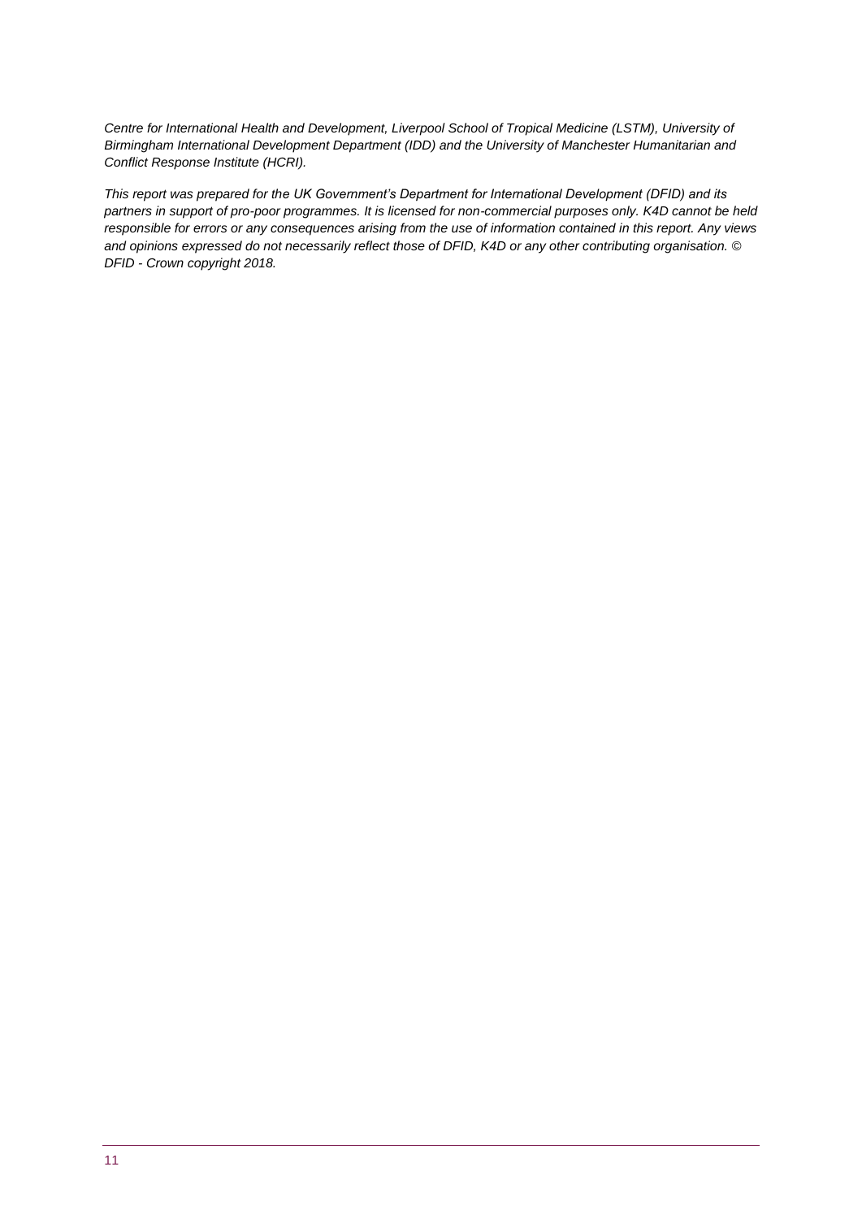*Centre for International Health and Development, Liverpool School of Tropical Medicine (LSTM), University of Birmingham International Development Department (IDD) and the University of Manchester Humanitarian and Conflict Response Institute (HCRI).*

*This report was prepared for the UK Government's Department for International Development (DFID) and its partners in support of pro-poor programmes. It is licensed for non-commercial purposes only. K4D cannot be held responsible for errors or any consequences arising from the use of information contained in this report. Any views and opinions expressed do not necessarily reflect those of DFID, K4D or any other contributing organisation. © DFID - Crown copyright 2018.*